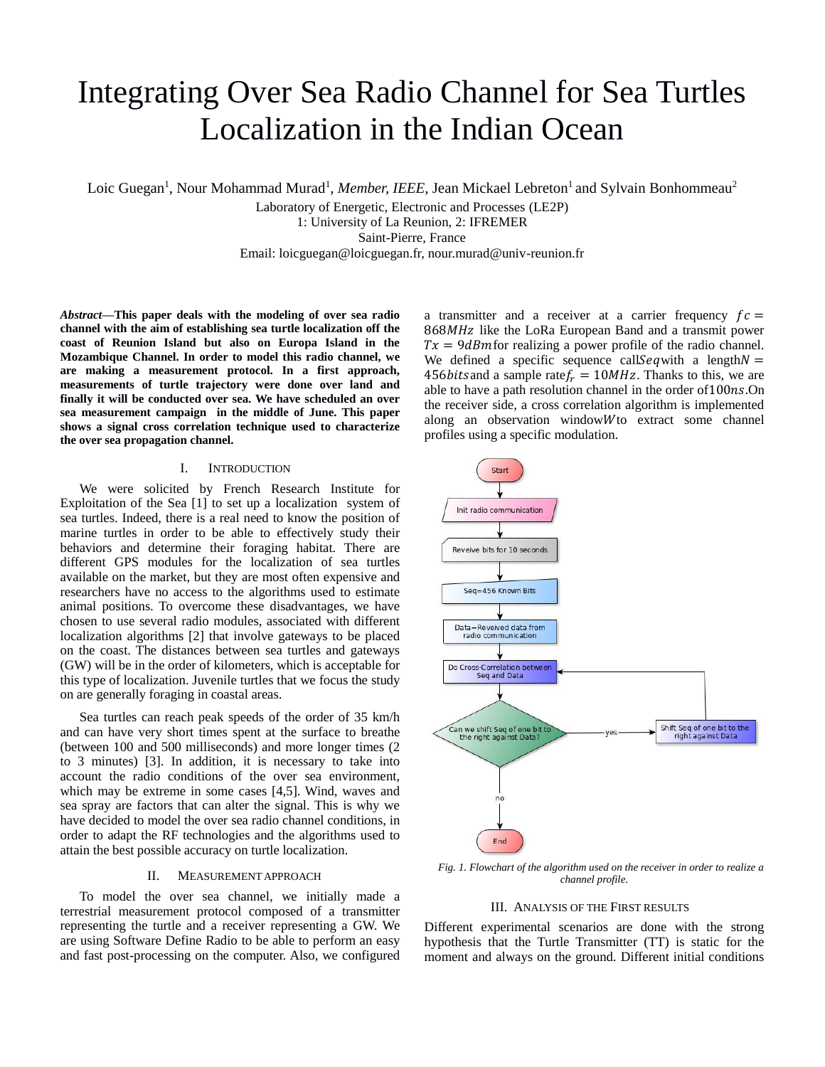# Integrating Over Sea Radio Channel for Sea Turtles Localization in the Indian Ocean

Loic Guegan[1], Nour Mohammad Murad[1], *Member, IEEE*, Jean Mickael Lebreton[1] and Sylvain Bonhommeau[2]

Laboratory of Energetic, Electronic and Processes (LE2P)
1: University of La Reunion, 2: IFREMER
Saint-Pierre, France
Email: loicguegan@loicguegan.fr, nour.murad@univ-reunion.fr

***Abstract*—This paper deals with the modeling of over sea radio channel with the aim of establishing sea turtle localization off the coast of Reunion Island but also on Europa Island in the Mozambique Channel. In order to model this radio channel, we are making a measurement protocol. In a first approach, measurements of turtle trajectory were done over land and finally it will be conducted over sea. We have scheduled an over sea measurement campaign in the middle of June. This paper shows a signal cross correlation technique used to characterize the over sea propagation channel.**

## I. Introduction

We were solicited by French Research Institute for Exploitation of the Sea [1] to set up a localization system of sea turtles. Indeed, there is a real need to know the position of marine turtles in order to be able to effectively study their behaviors and determine their foraging habitat. There are different GPS modules for the localization of sea turtles available on the market, but they are most often expensive and researchers have no access to the algorithms used to estimate animal positions. To overcome these disadvantages, we have chosen to use several radio modules, associated with different localization algorithms [2] that involve gateways to be placed on the coast. The distances between sea turtles and gateways (GW) will be in the order of kilometers, which is acceptable for this type of localization. Juvenile turtles that we focus the study on are generally foraging in coastal areas.

Sea turtles can reach peak speeds of the order of 35 km/h and can have very short times spent at the surface to breathe (between 100 and 500 milliseconds) and more longer times (2 to 3 minutes) [3]. In addition, it is necessary to take into account the radio conditions of the over sea environment, which may be extreme in some cases [4,5]. Wind, waves and sea spray are factors that can alter the signal. This is why we have decided to model the over sea radio channel conditions, in order to adapt the RF technologies and the algorithms used to attain the best possible accuracy on turtle localization.

## II. Measurement Approach

To model the over sea channel, we initially made a terrestrial measurement protocol composed of a transmitter representing the turtle and a receiver representing a GW. We are using Software Define Radio to be able to perform an easy and fast post-processing on the computer. Also, we configured a transmitter and a receiver at a carrier frequency $fc = 868MHz$ like the LoRa European Band and a transmit power $Tx = 9dBm$ for realizing a power profile of the radio channel. We defined a specific sequence call $Seq$ with a length $N = 456 bits$ and a sample rate $f_r = 10MHz$. Thanks to this, we are able to have a path resolution channel in the order of $100ns$. On the receiver side, a cross correlation algorithm is implemented along an observation window $W$ to extract some channel profiles using a specific modulation.

```
Start
  ↓
Init radio communication
  ↓
Reveive bits for 10 seconds
  ↓
Seq=456 Known Bits
  ↓
Data=Reveived data from radio communication
  ↓
Do Cross-Correlation between Seq and Data  ←──────────────┐
  ↓                                                        │
Can we shift Seq of one bit to the right against Data? ─yes→ Shift Seq of one bit to the right against Data
  ↓ no
End
```

*Fig. 1. Flowchart of the algorithm used on the receiver in order to realize a channel profile.*

## III. Analysis of the First Results

Different experimental scenarios are done with the strong hypothesis that the Turtle Transmitter (TT) is static for the moment and always on the ground. Different initial conditions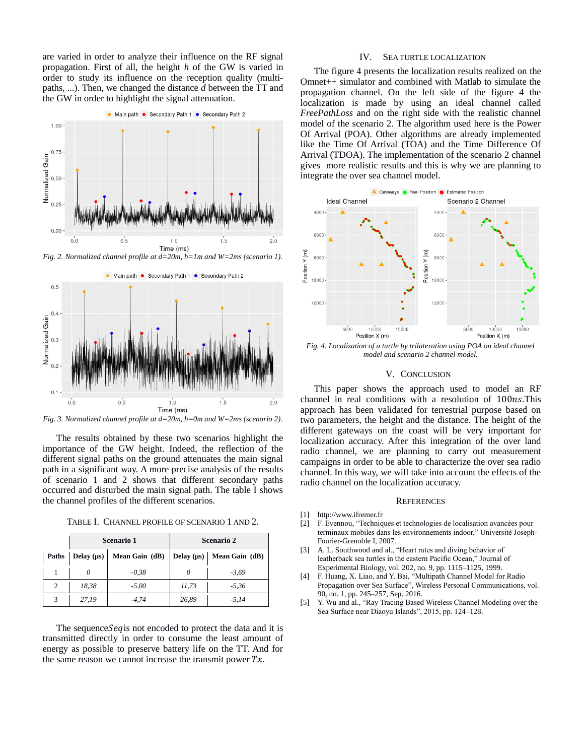are varied in order to analyze their influence on the RF signal propagation. First of all, the height $h$ of the GW is varied in order to study its influence on the reception quality (multi-paths, ...). Then, we changed the distance $d$ between the TT and the GW in order to highlight the signal attenuation.

Main path
Secondary Path 1
Secondary Path 2
Normalized Gain
1.00
0.75
0.50
0.25
0.00
0.0
0.5
1.0
1.5
2.0
Time (ms)

*Fig. 2. Normalized channel profile at d=20m, h=1m and W=2ms (scenario 1).*

Main path
Secondary Path 1
Secondary Path 2
Normalized Gain
0.5
0.4
0.3
0.2
0.1
0.0
0.5
1.0
1.5
2.0
Time (ms)

*Fig. 3. Normalized channel profile at d=20m, h=0m and W=2ms (scenario 2).*

The results obtained by these two scenarios highlight the importance of the GW height. Indeed, the reflection of the different signal paths on the ground attenuates the main signal path in a significant way. A more precise analysis of the results of scenario 1 and 2 shows that different secondary paths occurred and disturbed the main signal path. The table I shows the channel profiles of the different scenarios.

TABLE I. CHANNEL PROFILE OF SCENARIO 1 AND 2.

| | Scenario 1 | | Scenario 2 | |
|---|---|---|---|---|
| Paths | Delay (µs) | Mean Gain (dB) | Delay (µs) | Mean Gain (dB) |
| 1 | *0* | *-0,38* | *0* | *-3,69* |
| 2 | *18,38* | *-5,00* | *11,73* | *-5,36* |
| 3 | *27,19* | *-4,74* | *26,89* | *-5,14* |

The sequence $Seq$ is not encoded to protect the data and it is transmitted directly in order to consume the least amount of energy as possible to preserve battery life on the TT. And for the same reason we cannot increase the transmit power $Tx$.

## IV. Sea Turtle Localization

The figure 4 presents the localization results realized on the Omnet++ simulator and combined with Matlab to simulate the propagation channel. On the left side of the figure 4 the localization is made by using an ideal channel called *FreePathLoss* and on the right side with the realistic channel model of the scenario 2. The algorithm used here is the Power Of Arrival (POA). Other algorithms are already implemented like the Time Of Arrival (TOA) and the Time Difference Of Arrival (TDOA). The implementation of the scenario 2 channel gives more realistic results and this is why we are planning to integrate the over sea channel model.

Gateways
Real Position
Estimated Position
Ideal Channel
Scenario 2 Channel
Position Y (m)
4000
6000
8000
10000
12000
5000
10000
15000
Position X (m)

*Fig. 4. Localization of a turtle by trilateration using POA on ideal channel model and scenario 2 channel model.*

## V. Conclusion

This paper shows the approach used to model an RF channel in real conditions with a resolution of $100ns$. This approach has been validated for terrestrial purpose based on two parameters, the height and the distance. The height of the different gateways on the coast will be very important for localization accuracy. After this integration of the over land radio channel, we are planning to carry out measurement campaigns in order to be able to characterize the over sea radio channel. In this way, we will take into account the effects of the radio channel on the localization accuracy.

## References

[1] http://www.ifremer.fr

[2] F. Evennou, "Techniques et technologies de localisation avancées pour terminaux mobiles dans les environnements indoor," Université Joseph-Fourier-Grenoble I, 2007.

[3] A. L. Southwood and al., "Heart rates and diving behavior of leatherback sea turtles in the eastern Pacific Ocean," Journal of Experimental Biology, vol. 202, no. 9, pp. 1115–1125, 1999.

[4] F. Huang, X. Liao, and Y. Bai, "Multipath Channel Model for Radio Propagation over Sea Surface", Wireless Personal Communications, vol. 90, no. 1, pp. 245–257, Sep. 2016.

[5] Y. Wu and al., "Ray Tracing Based Wireless Channel Modeling over the Sea Surface near Diaoyu Islands", 2015, pp. 124–128.